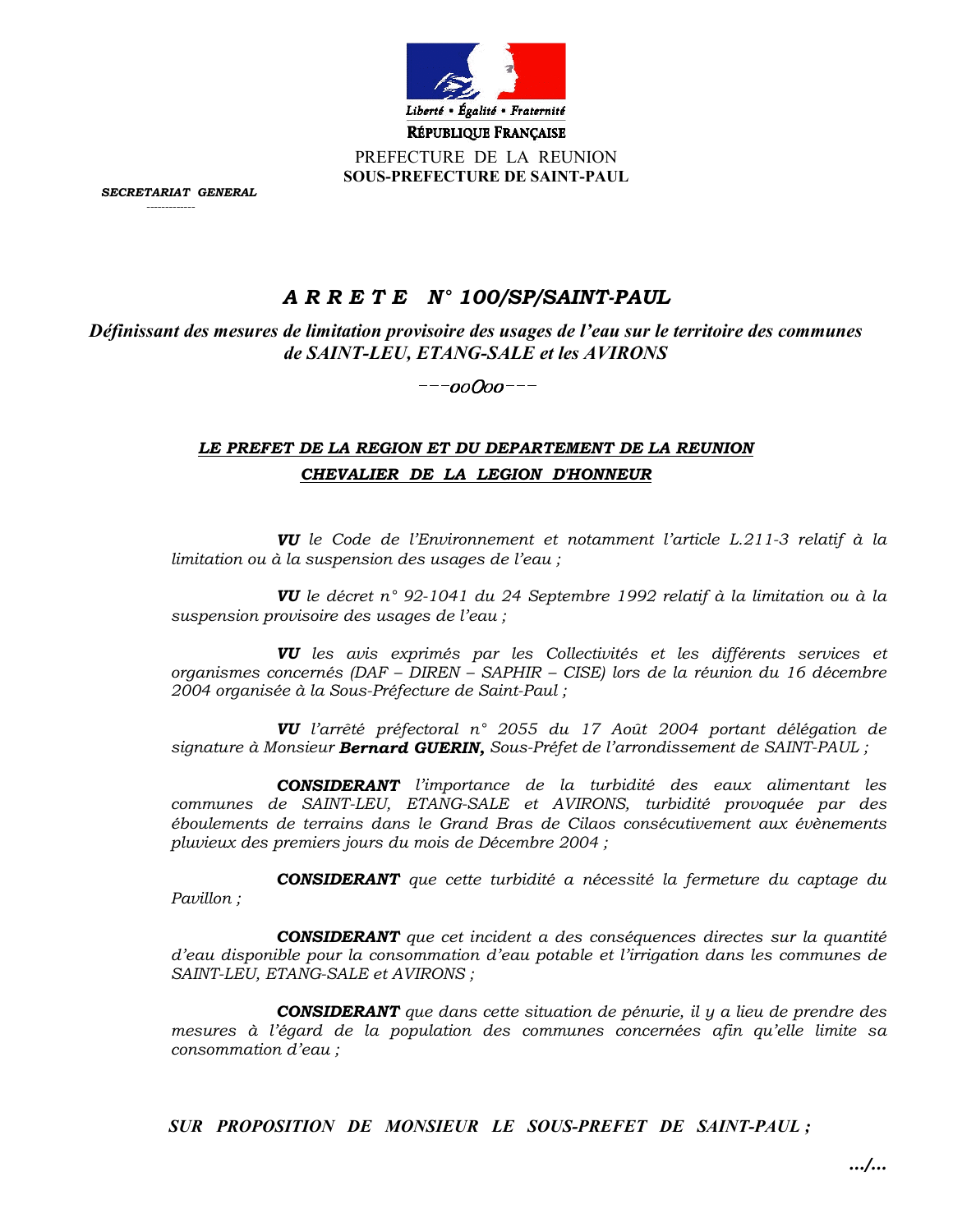Liberté • Égalité • Fraternité

RÉPUBLIQUE FRANÇAISE

PREFECTURE DE LA REUNION

**SOUS-PREFECTURE DE SAINT-PAUL**

***SECRETARIAT GENERAL***

# *A R R E T E N° 100/SP/SAINT-PAUL*

***Définissant des mesures de limitation provisoire des usages de l'eau sur le territoire des communes de SAINT-LEU, ETANG-SALE et les AVIRONS***

---ooOoo---

***LE PREFET DE LA REGION ET DU DEPARTEMENT DE LA REUNION***

***CHEVALIER DE LA LEGION D'HONNEUR***

***VU*** *le Code de l'Environnement et notamment l'article L.211-3 relatif à la limitation ou à la suspension des usages de l'eau ;*

***VU*** *le décret n° 92-1041 du 24 Septembre 1992 relatif à la limitation ou à la suspension provisoire des usages de l'eau ;*

***VU*** *les avis exprimés par les Collectivités et les différents services et organismes concernés (DAF – DIREN – SAPHIR – CISE) lors de la réunion du 16 décembre 2004 organisée à la Sous-Préfecture de Saint-Paul ;*

***VU*** *l'arrêté préfectoral n° 2055 du 17 Août 2004 portant délégation de signature à Monsieur **Bernard GUERIN,** Sous-Préfet de l'arrondissement de SAINT-PAUL ;*

***CONSIDERANT*** *l'importance de la turbidité des eaux alimentant les communes de SAINT-LEU, ETANG-SALE et AVIRONS, turbidité provoquée par des éboulements de terrains dans le Grand Bras de Cilaos consécutivement aux évènements pluvieux des premiers jours du mois de Décembre 2004 ;*

***CONSIDERANT*** *que cette turbidité a nécessité la fermeture du captage du Pavillon ;*

***CONSIDERANT*** *que cet incident a des conséquences directes sur la quantité d'eau disponible pour la consommation d'eau potable et l'irrigation dans les communes de SAINT-LEU, ETANG-SALE et AVIRONS ;*

***CONSIDERANT*** *que dans cette situation de pénurie, il y a lieu de prendre des mesures à l'égard de la population des communes concernées afin qu'elle limite sa consommation d'eau ;*

***SUR PROPOSITION DE MONSIEUR LE SOUS-PREFET DE SAINT-PAUL ;***

***…/…***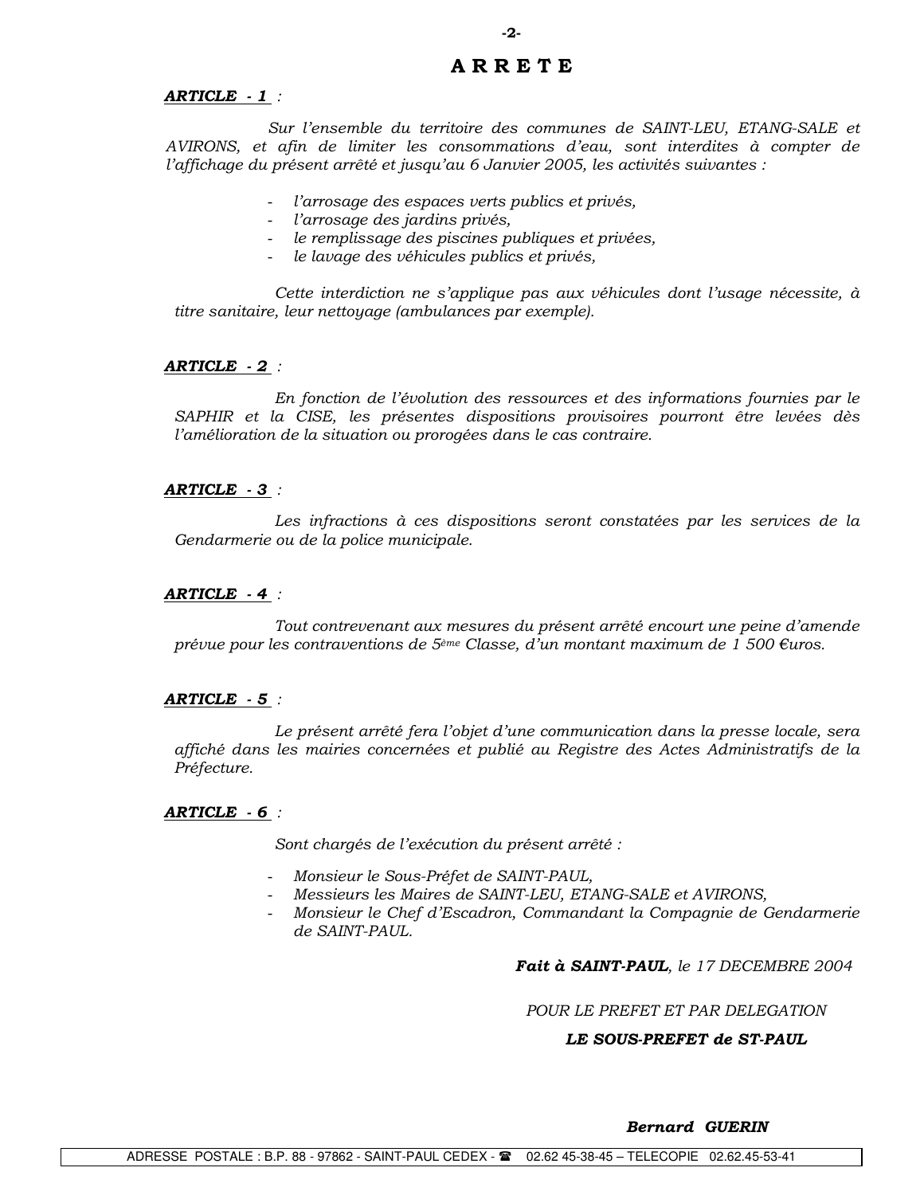# A R R E T E

***ARTICLE - 1*** *:*

*Sur l'ensemble du territoire des communes de SAINT-LEU, ETANG-SALE et AVIRONS, et afin de limiter les consommations d'eau, sont interdites à compter de l'affichage du présent arrêté et jusqu'au 6 Janvier 2005, les activités suivantes :*

- *l'arrosage des espaces verts publics et privés,*
- *l'arrosage des jardins privés,*
- *le remplissage des piscines publiques et privées,*
- *le lavage des véhicules publics et privés,*

*Cette interdiction ne s'applique pas aux véhicules dont l'usage nécessite, à titre sanitaire, leur nettoyage (ambulances par exemple).*

***ARTICLE - 2*** *:*

*En fonction de l'évolution des ressources et des informations fournies par le SAPHIR et la CISE, les présentes dispositions provisoires pourront être levées dès l'amélioration de la situation ou prorogées dans le cas contraire.*

***ARTICLE - 3*** *:*

*Les infractions à ces dispositions seront constatées par les services de la Gendarmerie ou de la police municipale.*

***ARTICLE - 4*** *:*

*Tout contrevenant aux mesures du présent arrêté encourt une peine d'amende prévue pour les contraventions de 5ème Classe, d'un montant maximum de 1 500 €uros.*

***ARTICLE - 5*** *:*

*Le présent arrêté fera l'objet d'une communication dans la presse locale, sera affiché dans les mairies concernées et publié au Registre des Actes Administratifs de la Préfecture.*

***ARTICLE - 6*** *:*

*Sont chargés de l'exécution du présent arrêté :*

- *Monsieur le Sous-Préfet de SAINT-PAUL,*
- *Messieurs les Maires de SAINT-LEU, ETANG-SALE et AVIRONS,*
- *Monsieur le Chef d'Escadron, Commandant la Compagnie de Gendarmerie de SAINT-PAUL.*

***Fait à SAINT-PAUL****, le 17 DECEMBRE 2004*

*POUR LE PREFET ET PAR DELEGATION*

***LE SOUS-PREFET de ST-PAUL***

***Bernard GUERIN***

ADRESSE POSTALE : B.P. 88 - 97862 - SAINT-PAUL CEDEX - ☎ 02.62 45-38-45 – TELECOPIE 02.62.45-53-41